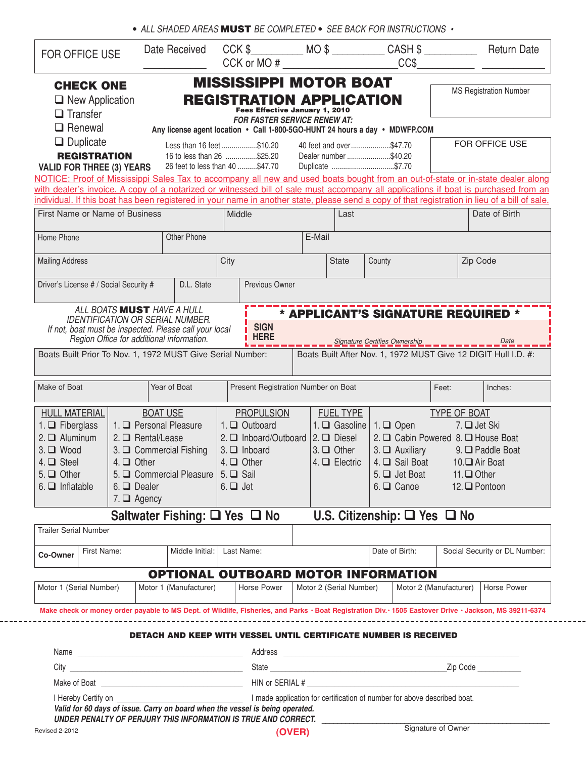• *ALL SHADED AREAS* **MUST** *BE COMPLETED* • *SEE BACK FOR INSTRUCTIONS* •

| FOR OFFICE USE | Date Received ____________ | CCK $__________ MO $ __________ CASH $ __________ CCK or MO # ______________________ CC$__________ | Return Date ____________ |
|---|---|---|---|

**CHECK ONE**

- ❑ New Application
- ❑ Transfer
- ❑ Renewal
- ❑ Duplicate

**REGISTRATION VALID FOR THREE (3) YEARS**

# MISSISSIPPI MOTOR BOAT REGISTRATION APPLICATION

**Fees Effective January 1, 2010**

***FOR FASTER SERVICE RENEW AT:***

**Any license agent location • Call 1-800-5GO-HUNT 24 hours a day • MDWFP.COM**

MS Registration Number

| | |
|---|---|
| Less than 16 feet ..................$10.20 | 40 feet and over....................$47.70 |
| 16 to less than 26 ................$25.20 | Dealer number ......................$40.20 |
| 26 feet to less than 40 ..........$47.70 | Duplicate ................................$7.70 |

FOR OFFICE USE

NOTICE: Proof of Mississippi Sales Tax to accompany all new and used boats bought from an out-of-state or in-state dealer along with dealer's invoice. A copy of a notarized or witnessed bill of sale must accompany all applications if boat is purchased from an individual. If this boat has been registered in your name in another state, please send a copy of that registration in lieu of a bill of sale.

| First Name or Name of Business | Middle | Last | Date of Birth |
|---|---|---|---|
| | | | |

| Home Phone | Other Phone | E-Mail |
|---|---|---|
| | | |

| Mailing Address | City | State | County | Zip Code |
|---|---|---|---|---|
| | | | | |

| Driver's License # / Social Security # | D.L. State | Previous Owner |
|---|---|---|
| | | |

*ALL BOATS* **MUST** *HAVE A HULL IDENTIFICATION OR SERIAL NUMBER. If not, boat must be inspected. Please call your local Region Office for additional information.*

**\* APPLICANT'S SIGNATURE REQUIRED \***

**SIGN HERE** ______________________________ Signature Certifies Ownership ______________ Date

| Boats Built Prior To Nov. 1, 1972 MUST Give Serial Number: | Boats Built After Nov. 1, 1972 MUST Give 12 DIGIT Hull I.D. #: |
|---|---|
| | |

| Make of Boat | Year of Boat | Present Registration Number on Boat | Feet: | Inches: |
|---|---|---|---|---|
| | | | | |

| HULL MATERIAL | BOAT USE | PROPULSION | FUEL TYPE | TYPE OF BOAT | |
|---|---|---|---|---|---|
| 1. ❑ Fiberglass | 1. ❑ Personal Pleasure | 1. ❑ Outboard | 1. ❑ Gasoline | 1. ❑ Open | 7. ❑ Jet Ski |
| 2. ❑ Aluminum | 2. ❑ Rental/Lease | 2. ❑ Inboard/Outboard | 2. ❑ Diesel | 2. ❑ Cabin Powered | 8. ❑ House Boat |
| 3. ❑ Wood | 3. ❑ Commercial Fishing | 3. ❑ Inboard | 3. ❑ Other | 3. ❑ Auxiliary | 9. ❑ Paddle Boat |
| 4. ❑ Steel | 4. ❑ Other | 4. ❑ Other | 4. ❑ Electric | 4. ❑ Sail Boat | 10. ❑ Air Boat |
| 5. ❑ Other | 5. ❑ Commercial Pleasure | 5. ❑ Sail | | 5. ❑ Jet Boat | 11. ❑ Other |
| 6. ❑ Inflatable | 6. ❑ Dealer | 6. ❑ Jet | | 6. ❑ Canoe | 12. ❑ Pontoon |
| | 7. ❑ Agency | | | | |

**Saltwater Fishing: ❑ Yes ❑ No** **U.S. Citizenship: ❑ Yes ❑ No**

| Trailer Serial Number | |
|---|---|
| | |

| Co-Owner | First Name: | Middle Initial: | Last Name: | Date of Birth: | Social Security or DL Number: |
|---|---|---|---|---|---|
| | | | | | |

## OPTIONAL OUTBOARD MOTOR INFORMATION

| Motor 1 (Serial Number) | Motor 1 (Manufacturer) | Horse Power | Motor 2 (Serial Number) | Motor 2 (Manufacturer) | Horse Power |
|---|---|---|---|---|---|
| | | | | | |

**Make check or money order payable to MS Dept. of Wildlife, Fisheries, and Parks • Boat Registration Div. • 1505 Eastover Drive • Jackson, MS 39211-6374**

---

**DETACH AND KEEP WITH VESSEL UNTIL CERTIFICATE NUMBER IS RECEIVED**

Name ______________________________ Address ______________________________

City ______________________________ State ______________________________ Zip Code __________

Make of Boat ______________________________ HIN or SERIAL # ______________________________

I Hereby Certify on ______________________________ I made application for certification of number for above described boat.

***Valid for 60 days of issue. Carry on board when the vessel is being operated.***

***UNDER PENALTY OF PERJURY THIS INFORMATION IS TRUE AND CORRECT.*** ______________________________ Signature of Owner

Revised 2-2012

**(OVER)**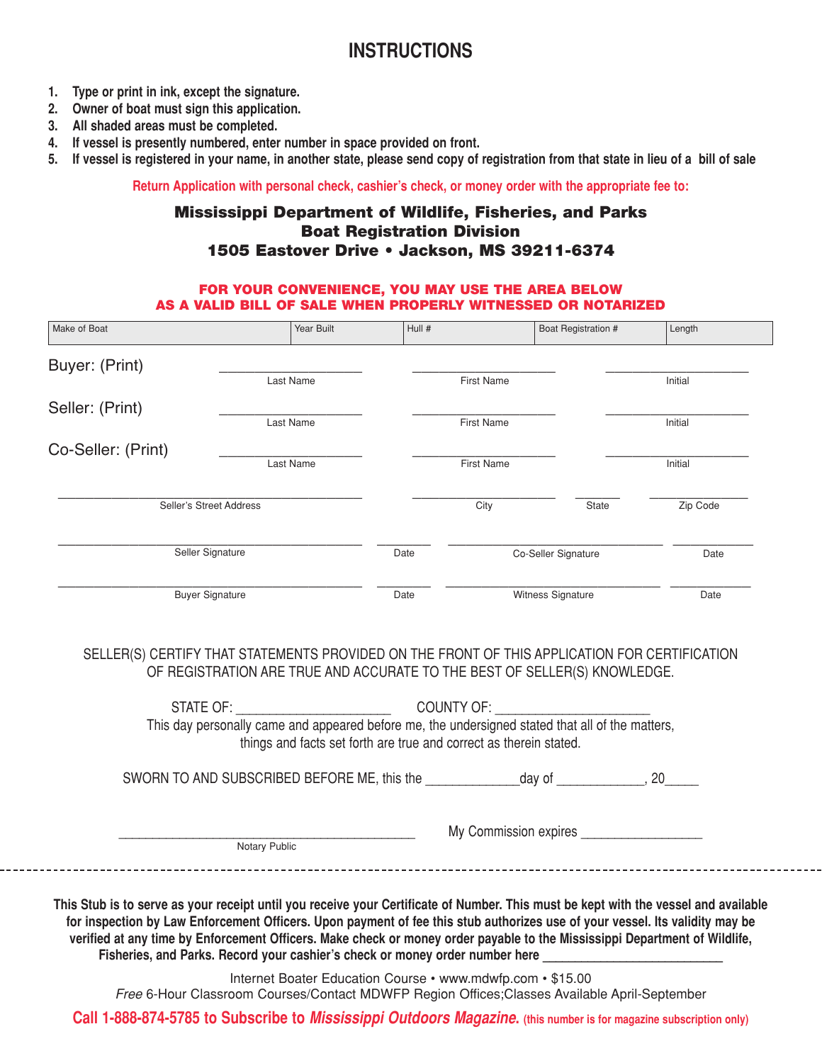# INSTRUCTIONS

1. **Type or print in ink, except the signature.**
2. **Owner of boat must sign this application.**
3. **All shaded areas must be completed.**
4. **If vessel is presently numbered, enter number in space provided on front.**
5. **If vessel is registered in your name, in another state, please send copy of registration from that state in lieu of a bill of sale**

**Return Application with personal check, cashier's check, or money order with the appropriate fee to:**

**Mississippi Department of Wildlife, Fisheries, and Parks**
**Boat Registration Division**
**1505 Eastover Drive • Jackson, MS 39211-6374**

**FOR YOUR CONVENIENCE, YOU MAY USE THE AREA BELOW**
**AS A VALID BILL OF SALE WHEN PROPERLY WITNESSED OR NOTARIZED**

| Make of Boat | Year Built | Hull # | Boat Registration # | Length |
|---|---|---|---|---|
| | | | | |

Buyer: (Print) \_\_\_\_\_\_\_\_\_\_\_\_\_\_\_\_\_\_\_\_ Last Name \_\_\_\_\_\_\_\_\_\_\_\_\_\_\_\_\_\_\_\_ First Name \_\_\_\_\_\_\_\_\_\_\_\_\_\_\_\_\_\_\_\_ Initial

Seller: (Print) \_\_\_\_\_\_\_\_\_\_\_\_\_\_\_\_\_\_\_\_ Last Name \_\_\_\_\_\_\_\_\_\_\_\_\_\_\_\_\_\_\_\_ First Name \_\_\_\_\_\_\_\_\_\_\_\_\_\_\_\_\_\_\_\_ Initial

Co-Seller: (Print) \_\_\_\_\_\_\_\_\_\_\_\_\_\_\_\_\_\_\_\_ Last Name \_\_\_\_\_\_\_\_\_\_\_\_\_\_\_\_\_\_\_\_ First Name \_\_\_\_\_\_\_\_\_\_\_\_\_\_\_\_\_\_\_\_ Initial

\_\_\_\_\_\_\_\_\_\_\_\_\_\_\_\_\_\_\_\_\_\_\_\_\_\_\_\_\_\_\_\_\_\_\_\_ Seller's Street Address \_\_\_\_\_\_\_\_\_\_\_\_\_\_\_\_\_\_\_\_ City \_\_\_\_\_\_ State \_\_\_\_\_\_\_\_\_\_\_\_ Zip Code

\_\_\_\_\_\_\_\_\_\_\_\_\_\_\_\_\_\_\_\_\_\_\_\_\_\_\_\_\_\_\_\_\_\_\_\_ Seller Signature \_\_\_\_\_\_\_\_ Date \_\_\_\_\_\_\_\_\_\_\_\_\_\_\_\_\_\_\_\_\_\_\_\_\_\_\_\_ Co-Seller Signature \_\_\_\_\_\_\_\_ Date

\_\_\_\_\_\_\_\_\_\_\_\_\_\_\_\_\_\_\_\_\_\_\_\_\_\_\_\_\_\_\_\_\_\_\_\_ Buyer Signature \_\_\_\_\_\_\_\_ Date \_\_\_\_\_\_\_\_\_\_\_\_\_\_\_\_\_\_\_\_\_\_\_\_\_\_\_\_ Witness Signature \_\_\_\_\_\_\_\_ Date

SELLER(S) CERTIFY THAT STATEMENTS PROVIDED ON THE FRONT OF THIS APPLICATION FOR CERTIFICATION OF REGISTRATION ARE TRUE AND ACCURATE TO THE BEST OF SELLER(S) KNOWLEDGE.

STATE OF: \_\_\_\_\_\_\_\_\_\_\_\_\_\_\_\_\_\_\_\_ COUNTY OF: \_\_\_\_\_\_\_\_\_\_\_\_\_\_\_\_\_\_\_\_

This day personally came and appeared before me, the undersigned stated that all of the matters, things and facts set forth are true and correct as therein stated.

SWORN TO AND SUBSCRIBED BEFORE ME, this the \_\_\_\_\_\_\_\_\_\_\_\_ day of \_\_\_\_\_\_\_\_\_\_\_\_, 20\_\_\_\_\_

\_\_\_\_\_\_\_\_\_\_\_\_\_\_\_\_\_\_\_\_\_\_\_\_\_\_\_\_\_\_\_\_\_\_\_\_\_\_\_\_ Notary Public My Commission expires \_\_\_\_\_\_\_\_\_\_\_\_\_\_\_\_

---

**This Stub is to serve as your receipt until you receive your Certificate of Number. This must be kept with the vessel and available for inspection by Law Enforcement Officers. Upon payment of fee this stub authorizes use of your vessel. Its validity may be verified at any time by Enforcement Officers. Make check or money order payable to the Mississippi Department of Wildlife, Fisheries, and Parks. Record your cashier's check or money order number here \_\_\_\_\_\_\_\_\_\_\_\_\_\_\_\_\_\_\_\_\_\_\_\_\_**

Internet Boater Education Course • www.mdwfp.com • $15.00

*Free* 6-Hour Classroom Courses/Contact MDWFP Region Offices;Classes Available April-September

**Call 1-888-874-5785 to Subscribe to *Mississippi Outdoors Magazine.* (this number is for magazine subscription only)**